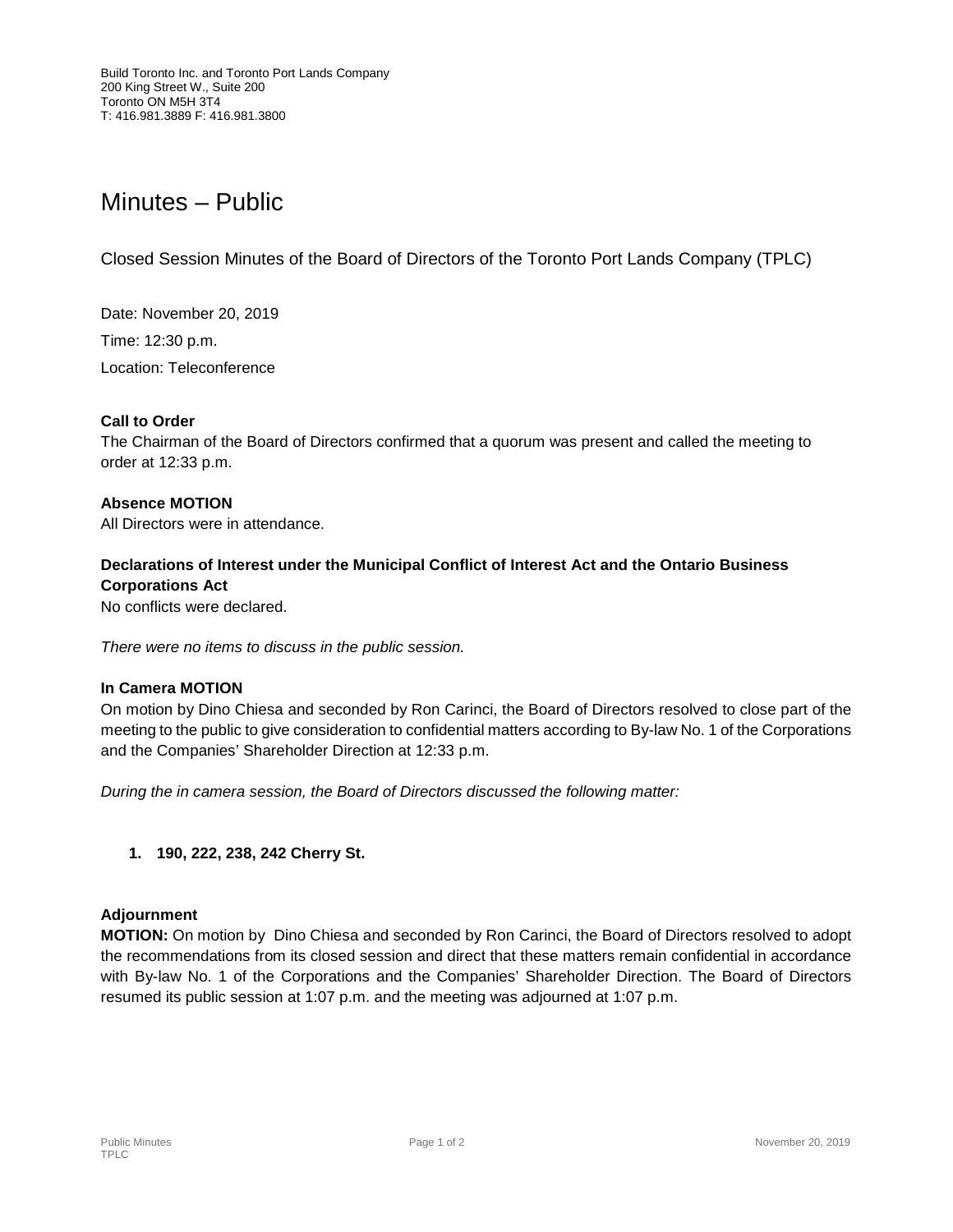Build Toronto Inc. and Toronto Port Lands Company
200 King Street W., Suite 200
Toronto ON M5H 3T4
T: 416.981.3889 F: 416.981.3800

# Minutes – Public

Closed Session Minutes of the Board of Directors of the Toronto Port Lands Company (TPLC)

Date: November 20, 2019

Time: 12:30 p.m.

Location: Teleconference

**Call to Order**
The Chairman of the Board of Directors confirmed that a quorum was present and called the meeting to order at 12:33 p.m.

**Absence MOTION**
All Directors were in attendance.

**Declarations of Interest under the Municipal Conflict of Interest Act and the Ontario Business Corporations Act**
No conflicts were declared.

*There were no items to discuss in the public session.*

**In Camera MOTION**
On motion by Dino Chiesa and seconded by Ron Carinci, the Board of Directors resolved to close part of the meeting to the public to give consideration to confidential matters according to By-law No. 1 of the Corporations and the Companies' Shareholder Direction at 12:33 p.m.

*During the in camera session, the Board of Directors discussed the following matter:*

1. **190, 222, 238, 242 Cherry St.**

**Adjournment**
**MOTION:** On motion by Dino Chiesa and seconded by Ron Carinci, the Board of Directors resolved to adopt the recommendations from its closed session and direct that these matters remain confidential in accordance with By-law No. 1 of the Corporations and the Companies' Shareholder Direction. The Board of Directors resumed its public session at 1:07 p.m. and the meeting was adjourned at 1:07 p.m.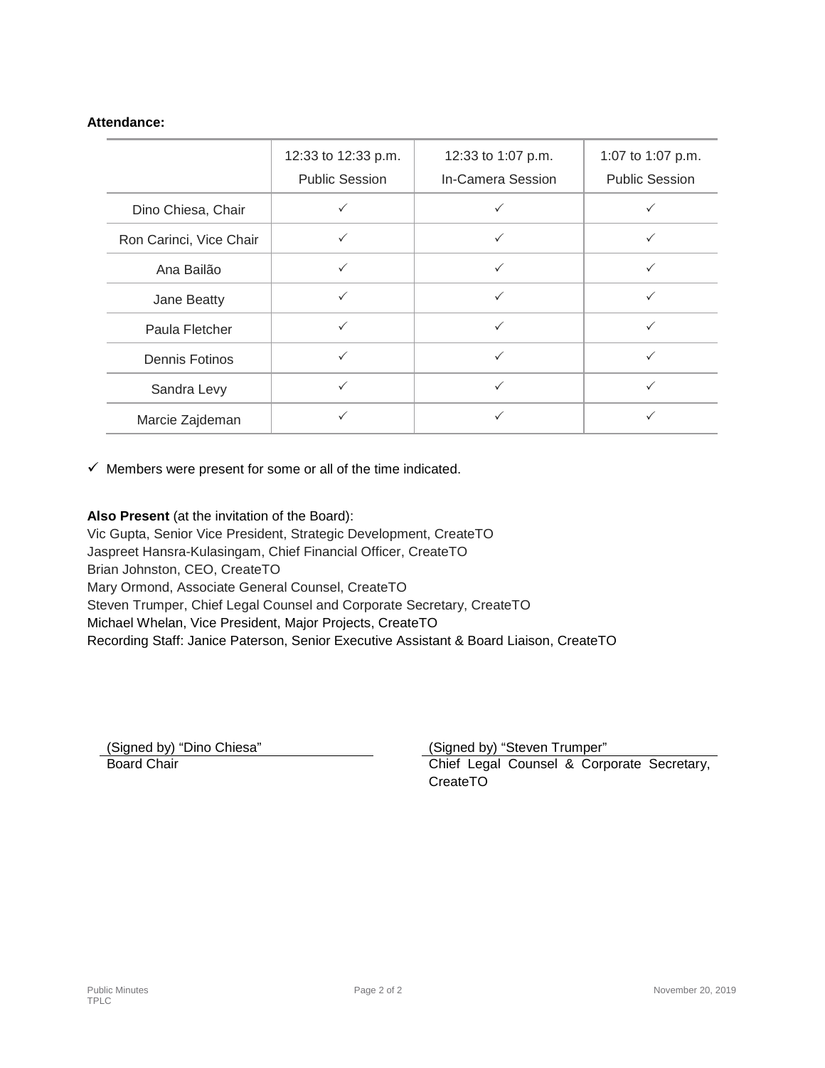**Attendance:**

| | 12:33 to 12:33 p.m. Public Session | 12:33 to 1:07 p.m. In-Camera Session | 1:07 to 1:07 p.m. Public Session |
|---|---|---|---|
| Dino Chiesa, Chair | ✓ | ✓ | ✓ |
| Ron Carinci, Vice Chair | ✓ | ✓ | ✓ |
| Ana Bailão | ✓ | ✓ | ✓ |
| Jane Beatty | ✓ | ✓ | ✓ |
| Paula Fletcher | ✓ | ✓ | ✓ |
| Dennis Fotinos | ✓ | ✓ | ✓ |
| Sandra Levy | ✓ | ✓ | ✓ |
| Marcie Zajdeman | ✓ | ✓ | ✓ |

✓ Members were present for some or all of the time indicated.

**Also Present** (at the invitation of the Board):
Vic Gupta, Senior Vice President, Strategic Development, CreateTO
Jaspreet Hansra-Kulasingam, Chief Financial Officer, CreateTO
Brian Johnston, CEO, CreateTO
Mary Ormond, Associate General Counsel, CreateTO
Steven Trumper, Chief Legal Counsel and Corporate Secretary, CreateTO
Michael Whelan, Vice President, Major Projects, CreateTO
Recording Staff: Janice Paterson, Senior Executive Assistant & Board Liaison, CreateTO

(Signed by) "Dino Chiesa"
Board Chair

(Signed by) "Steven Trumper"
Chief Legal Counsel & Corporate Secretary, CreateTO